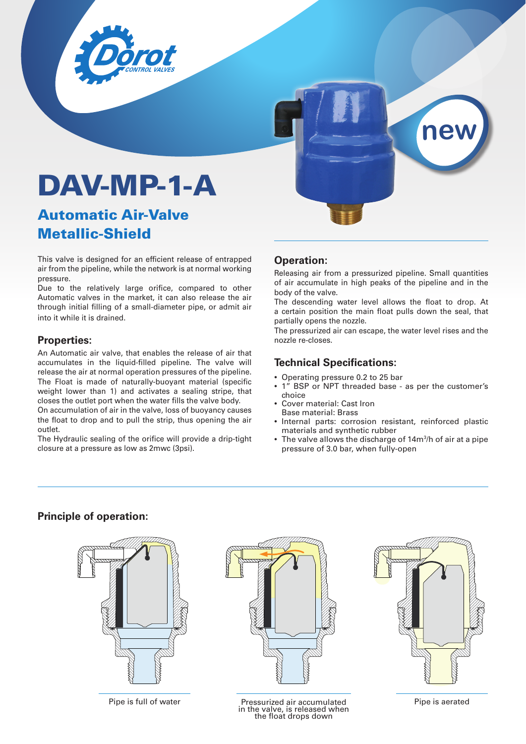# DAV-MP-1-A

## Automatic Air-Valve Metallic-Shield

This valve is designed for an efficient release of entrapped air from the pipeline, while the network is at normal working pressure.

Due to the relatively large orifice, compared to other Automatic valves in the market, it can also release the air through initial filling of a small-diameter pipe, or admit air into it while it is drained.

### Properties:

An Automatic air valve, that enables the release of air that accumulates in the liquid-filled pipeline. The valve will release the air at normal operation pressures of the pipeline. The Float is made of naturally-buoyant material (specific weight lower than 1) and activates a sealing stripe, that closes the outlet port when the water fills the valve body.

On accumulation of air in the valve, loss of buoyancy causes the float to drop and to pull the strip, thus opening the air outlet.

The Hydraulic sealing of the orifice will provide a drip-tight closure at a pressure as low as 2mwc (3psi).

### Operation:

Releasing air from a pressurized pipeline. Small quantities of air accumulate in high peaks of the pipeline and in the body of the valve.

The descending water level allows the float to drop. At a certain position the main float pulls down the seal, that partially opens the nozzle.

The pressurized air can escape, the water level rises and the nozzle re-closes.

### Technical Specifications:

- Operating pressure 0.2 to 25 bar
- 1" BSP or NPT threaded base - as per the customer's choice
- Cover material: Cast Iron
  Base material: Brass
- Internal parts: corrosion resistant, reinforced plastic materials and synthetic rubber
- The valve allows the discharge of 14m$^3$/h of air at a pipe pressure of 3.0 bar, when fully-open

### Principle of operation:

Pipe is full of water

Pressurized air accumulated in the valve, is released when the float drops down

Pipe is aerated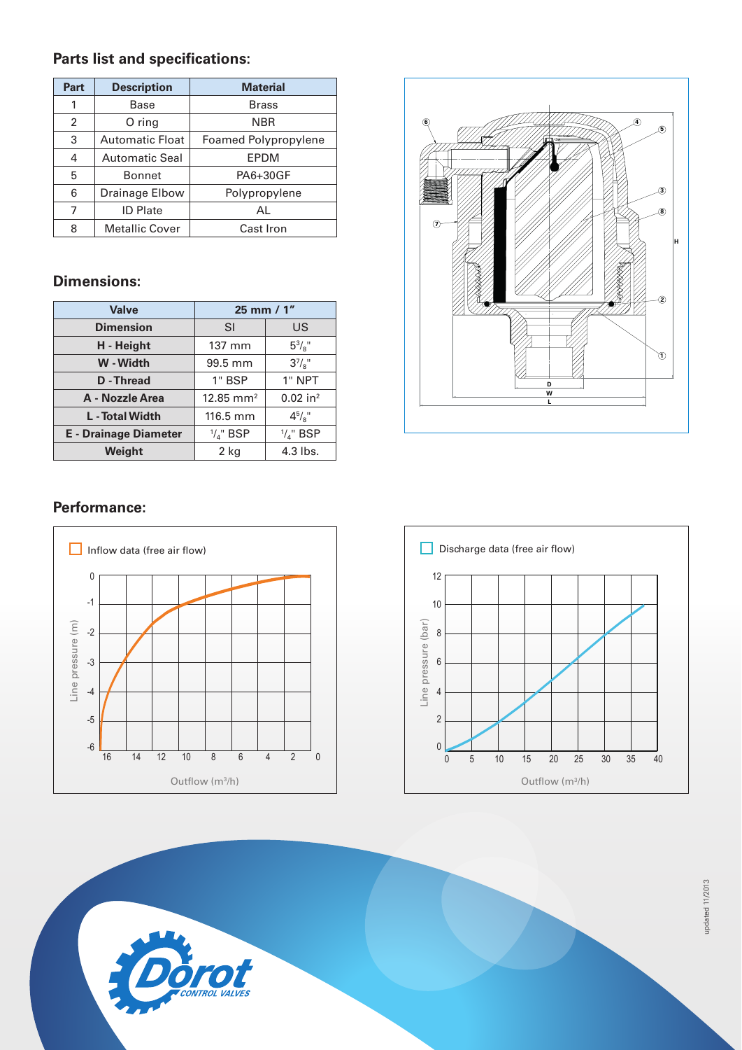## Parts list and specifications:

| Part | Description | Material |
|---|---|---|
| 1 | Base | Brass |
| 2 | O ring | NBR |
| 3 | Automatic Float | Foamed Polypropylene |
| 4 | Automatic Seal | EPDM |
| 5 | Bonnet | PA6+30GF |
| 6 | Drainage Elbow | Polypropylene |
| 7 | ID Plate | AL |
| 8 | Metallic Cover | Cast Iron |

6 4 5 3 8 7 H 2 1 D W L

## Dimensions:

| Valve | 25 mm / 1" | |
|---|---|---|
| Dimension | SI | US |
| H - Height | 137 mm | $5^3/_8$" |
| W - Width | 99.5 mm | $3^7/_8$" |
| D - Thread | 1" BSP | 1" NPT |
| A - Nozzle Area | 12.85 mm² | 0.02 in² |
| L - Total Width | 116.5 mm | $4^5/_8$" |
| E - Drainage Diameter | $^1/_4$" BSP | $^1/_4$" BSP |
| Weight | 2 kg | 4.3 lbs. |

## Performance:

Inflow data (free air flow)

Line pressure (m)

0
-1
-2
-3
-4
-5
-6

16 14 12 10 8 6 4 2 0

Outflow (m³/h)

Discharge data (free air flow)

Line pressure (bar)

12
10
8
6
4
2
0

0 5 10 15 20 25 30 35 40

Outflow (m³/h)

Dorot CONTROL VALVES

updated 11/2013